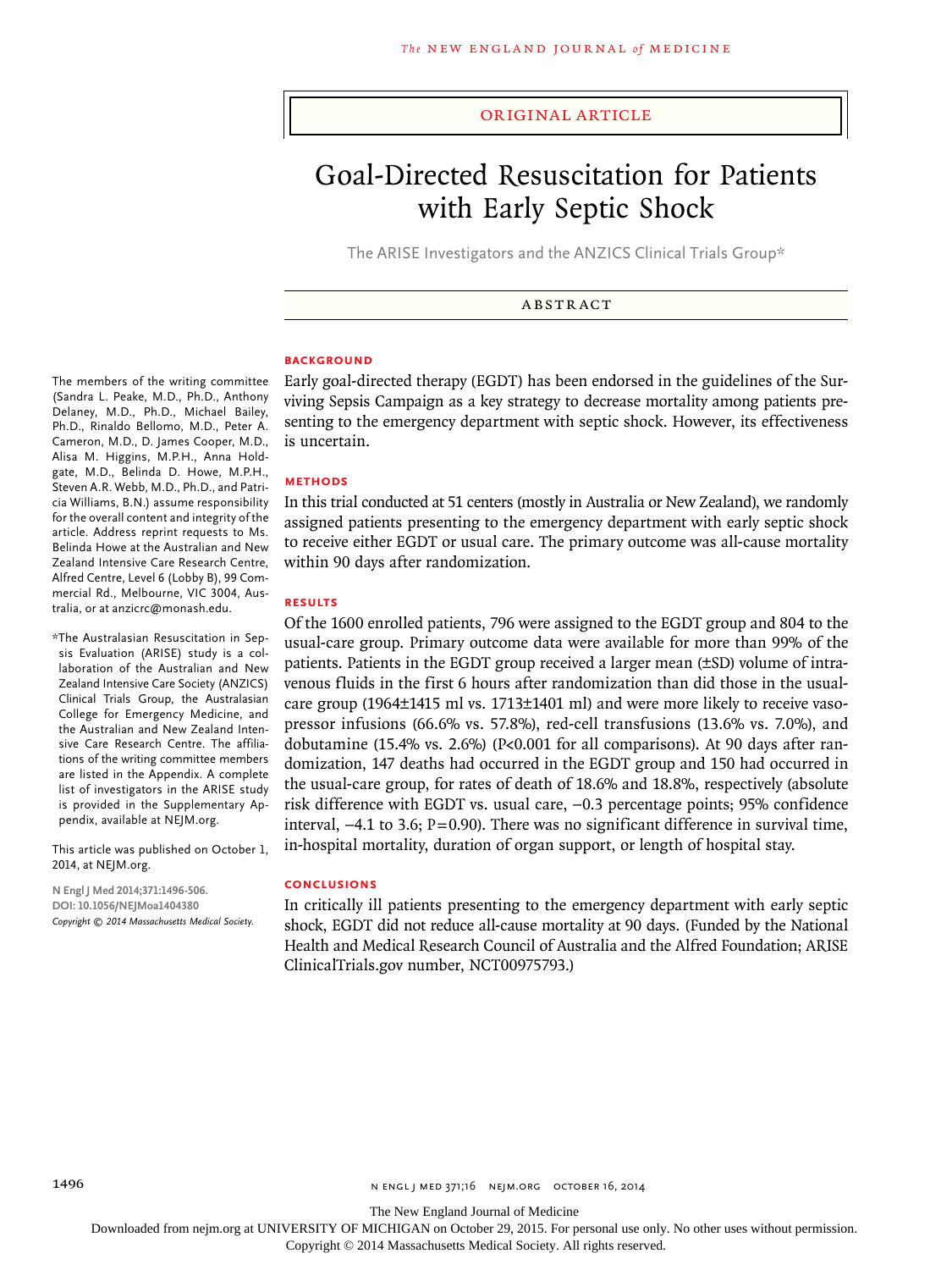ORIGINAL ARTICLE

# Goal-Directed Resuscitation for Patients with Early Septic Shock

The ARISE Investigators and the ANZICS Clinical Trials Group*

## ABSTRACT

### BACKGROUND

Early goal-directed therapy (EGDT) has been endorsed in the guidelines of the Surviving Sepsis Campaign as a key strategy to decrease mortality among patients presenting to the emergency department with septic shock. However, its effectiveness is uncertain.

### METHODS

In this trial conducted at 51 centers (mostly in Australia or New Zealand), we randomly assigned patients presenting to the emergency department with early septic shock to receive either EGDT or usual care. The primary outcome was all-cause mortality within 90 days after randomization.

### RESULTS

Of the 1600 enrolled patients, 796 were assigned to the EGDT group and 804 to the usual-care group. Primary outcome data were available for more than 99% of the patients. Patients in the EGDT group received a larger mean (±SD) volume of intravenous fluids in the first 6 hours after randomization than did those in the usual-care group (1964±1415 ml vs. 1713±1401 ml) and were more likely to receive vasopressor infusions (66.6% vs. 57.8%), red-cell transfusions (13.6% vs. 7.0%), and dobutamine (15.4% vs. 2.6%) (P<0.001 for all comparisons). At 90 days after randomization, 147 deaths had occurred in the EGDT group and 150 had occurred in the usual-care group, for rates of death of 18.6% and 18.8%, respectively (absolute risk difference with EGDT vs. usual care, −0.3 percentage points; 95% confidence interval, −4.1 to 3.6; P=0.90). There was no significant difference in survival time, in-hospital mortality, duration of organ support, or length of hospital stay.

### CONCLUSIONS

In critically ill patients presenting to the emergency department with early septic shock, EGDT did not reduce all-cause mortality at 90 days. (Funded by the National Health and Medical Research Council of Australia and the Alfred Foundation; ARISE ClinicalTrials.gov number, NCT00975793.)

---

The members of the writing committee (Sandra L. Peake, M.D., Ph.D., Anthony Delaney, M.D., Ph.D., Michael Bailey, Ph.D., Rinaldo Bellomo, M.D., Peter A. Cameron, M.D., D. James Cooper, M.D., Alisa M. Higgins, M.P.H., Anna Holdgate, M.D., Belinda D. Howe, M.P.H., Steven A.R. Webb, M.D., Ph.D., and Patricia Williams, B.N.) assume responsibility for the overall content and integrity of the article. Address reprint requests to Ms. Belinda Howe at the Australian and New Zealand Intensive Care Research Centre, Alfred Centre, Level 6 (Lobby B), 99 Commercial Rd., Melbourne, VIC 3004, Australia, or at anzicrc@monash.edu.

*The Australasian Resuscitation in Sepsis Evaluation (ARISE) study is a collaboration of the Australian and New Zealand Intensive Care Society (ANZICS) Clinical Trials Group, the Australasian College for Emergency Medicine, and the Australian and New Zealand Intensive Care Research Centre. The affiliations of the writing committee members are listed in the Appendix. A complete list of investigators in the ARISE study is provided in the Supplementary Appendix, available at NEJM.org.

This article was published on October 1, 2014, at NEJM.org.

N Engl J Med 2014;371:1496-506.
DOI: 10.1056/NEJMoa1404380
Copyright © 2014 Massachusetts Medical Society.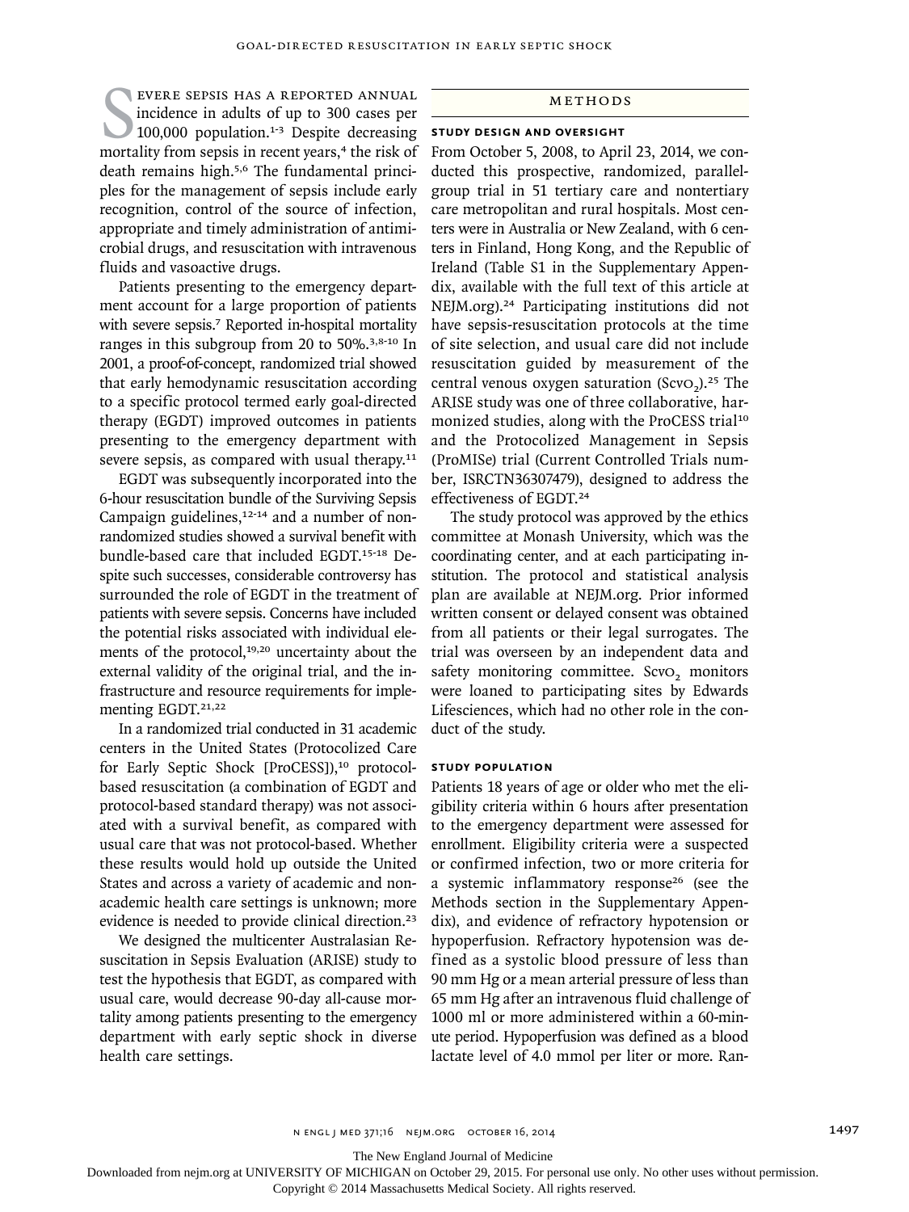Severe sepsis has a reported annual incidence in adults of up to 300 cases per 100,000 population.[1-3] Despite decreasing mortality from sepsis in recent years,[4] the risk of death remains high.[5,6] The fundamental principles for the management of sepsis include early recognition, control of the source of infection, appropriate and timely administration of antimicrobial drugs, and resuscitation with intravenous fluids and vasoactive drugs.

Patients presenting to the emergency department account for a large proportion of patients with severe sepsis.[7] Reported in-hospital mortality ranges in this subgroup from 20 to 50%.[3,8-10] In 2001, a proof-of-concept, randomized trial showed that early hemodynamic resuscitation according to a specific protocol termed early goal-directed therapy (EGDT) improved outcomes in patients presenting to the emergency department with severe sepsis, as compared with usual therapy.[11]

EGDT was subsequently incorporated into the 6-hour resuscitation bundle of the Surviving Sepsis Campaign guidelines,[12-14] and a number of nonrandomized studies showed a survival benefit with bundle-based care that included EGDT.[15-18] Despite such successes, considerable controversy has surrounded the role of EGDT in the treatment of patients with severe sepsis. Concerns have included the potential risks associated with individual elements of the protocol,[19,20] uncertainty about the external validity of the original trial, and the infrastructure and resource requirements for implementing EGDT.[21,22]

In a randomized trial conducted in 31 academic centers in the United States (Protocolized Care for Early Septic Shock [ProCESS]),[10] protocol-based resuscitation (a combination of EGDT and protocol-based standard therapy) was not associated with a survival benefit, as compared with usual care that was not protocol-based. Whether these results would hold up outside the United States and across a variety of academic and nonacademic health care settings is unknown; more evidence is needed to provide clinical direction.[23]

We designed the multicenter Australasian Resuscitation in Sepsis Evaluation (ARISE) study to test the hypothesis that EGDT, as compared with usual care, would decrease 90-day all-cause mortality among patients presenting to the emergency department with early septic shock in diverse health care settings.

## Methods

### Study Design and Oversight

From October 5, 2008, to April 23, 2014, we conducted this prospective, randomized, parallel-group trial in 51 tertiary care and nontertiary care metropolitan and rural hospitals. Most centers were in Australia or New Zealand, with 6 centers in Finland, Hong Kong, and the Republic of Ireland (Table S1 in the Supplementary Appendix, available with the full text of this article at NEJM.org).[24] Participating institutions did not have sepsis-resuscitation protocols at the time of site selection, and usual care did not include resuscitation guided by measurement of the central venous oxygen saturation ($ScvO_2$).[25] The ARISE study was one of three collaborative, harmonized studies, along with the ProCESS trial[10] and the Protocolized Management in Sepsis (ProMISe) trial (Current Controlled Trials number, ISRCTN36307479), designed to address the effectiveness of EGDT.[24]

The study protocol was approved by the ethics committee at Monash University, which was the coordinating center, and at each participating institution. The protocol and statistical analysis plan are available at NEJM.org. Prior informed written consent or delayed consent was obtained from all patients or their legal surrogates. The trial was overseen by an independent data and safety monitoring committee. $ScvO_2$ monitors were loaned to participating sites by Edwards Lifesciences, which had no other role in the conduct of the study.

### Study Population

Patients 18 years of age or older who met the eligibility criteria within 6 hours after presentation to the emergency department were assessed for enrollment. Eligibility criteria were a suspected or confirmed infection, two or more criteria for a systemic inflammatory response[26] (see the Methods section in the Supplementary Appendix), and evidence of refractory hypotension or hypoperfusion. Refractory hypotension was defined as a systolic blood pressure of less than 90 mm Hg or a mean arterial pressure of less than 65 mm Hg after an intravenous fluid challenge of 1000 ml or more administered within a 60-minute period. Hypoperfusion was defined as a blood lactate level of 4.0 mmol per liter or more. Ran-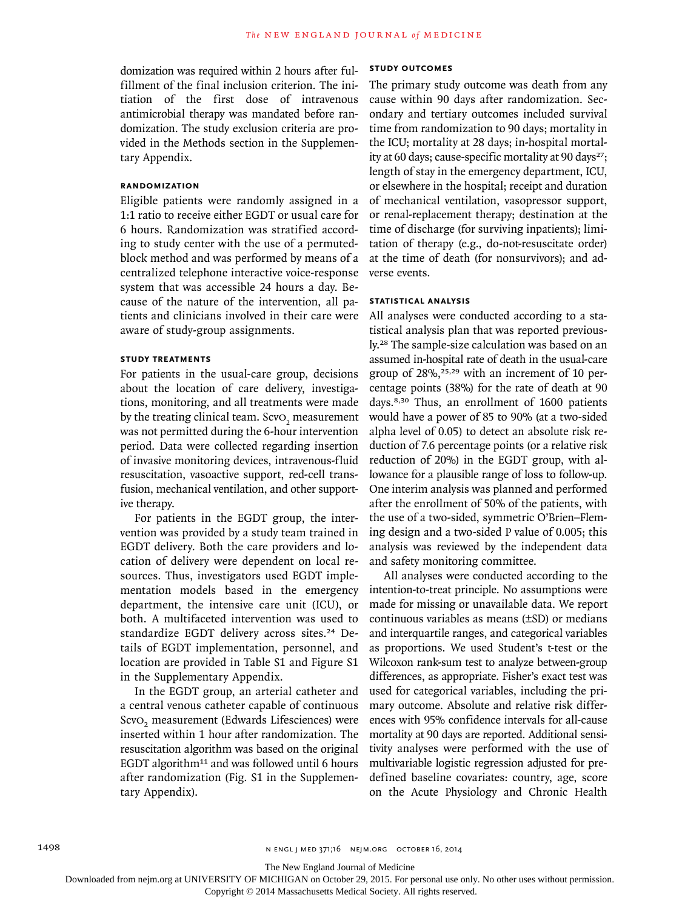domization was required within 2 hours after fulfillment of the final inclusion criterion. The initiation of the first dose of intravenous antimicrobial therapy was mandated before randomization. The study exclusion criteria are provided in the Methods section in the Supplementary Appendix.

### Randomization

Eligible patients were randomly assigned in a 1:1 ratio to receive either EGDT or usual care for 6 hours. Randomization was stratified according to study center with the use of a permuted-block method and was performed by means of a centralized telephone interactive voice-response system that was accessible 24 hours a day. Because of the nature of the intervention, all patients and clinicians involved in their care were aware of study-group assignments.

### Study Treatments

For patients in the usual-care group, decisions about the location of care delivery, investigations, monitoring, and all treatments were made by the treating clinical team. $Scvo_2$ measurement was not permitted during the 6-hour intervention period. Data were collected regarding insertion of invasive monitoring devices, intravenous-fluid resuscitation, vasoactive support, red-cell transfusion, mechanical ventilation, and other supportive therapy.

For patients in the EGDT group, the intervention was provided by a study team trained in EGDT delivery. Both the care providers and location of delivery were dependent on local resources. Thus, investigators used EGDT implementation models based in the emergency department, the intensive care unit (ICU), or both. A multifaceted intervention was used to standardize EGDT delivery across sites.[24] Details of EGDT implementation, personnel, and location are provided in Table S1 and Figure S1 in the Supplementary Appendix.

In the EGDT group, an arterial catheter and a central venous catheter capable of continuous $Scvo_2$ measurement (Edwards Lifesciences) were inserted within 1 hour after randomization. The resuscitation algorithm was based on the original EGDT algorithm[11] and was followed until 6 hours after randomization (Fig. S1 in the Supplementary Appendix).

### Study Outcomes

The primary study outcome was death from any cause within 90 days after randomization. Secondary and tertiary outcomes included survival time from randomization to 90 days; mortality in the ICU; mortality at 28 days; in-hospital mortality at 60 days; cause-specific mortality at 90 days[27]; length of stay in the emergency department, ICU, or elsewhere in the hospital; receipt and duration of mechanical ventilation, vasopressor support, or renal-replacement therapy; destination at the time of discharge (for surviving inpatients); limitation of therapy (e.g., do-not-resuscitate order) at the time of death (for nonsurvivors); and adverse events.

### Statistical Analysis

All analyses were conducted according to a statistical analysis plan that was reported previously.[28] The sample-size calculation was based on an assumed in-hospital rate of death in the usual-care group of 28%,[25,29] with an increment of 10 percentage points (38%) for the rate of death at 90 days.[8,30] Thus, an enrollment of 1600 patients would have a power of 85 to 90% (at a two-sided alpha level of 0.05) to detect an absolute risk reduction of 7.6 percentage points (or a relative risk reduction of 20%) in the EGDT group, with allowance for a plausible range of loss to follow-up. One interim analysis was planned and performed after the enrollment of 50% of the patients, with the use of a two-sided, symmetric O'Brien–Fleming design and a two-sided P value of 0.005; this analysis was reviewed by the independent data and safety monitoring committee.

All analyses were conducted according to the intention-to-treat principle. No assumptions were made for missing or unavailable data. We report continuous variables as means (±SD) or medians and interquartile ranges, and categorical variables as proportions. We used Student's t-test or the Wilcoxon rank-sum test to analyze between-group differences, as appropriate. Fisher's exact test was used for categorical variables, including the primary outcome. Absolute and relative risk differences with 95% confidence intervals for all-cause mortality at 90 days are reported. Additional sensitivity analyses were performed with the use of multivariable logistic regression adjusted for predefined baseline covariates: country, age, score on the Acute Physiology and Chronic Health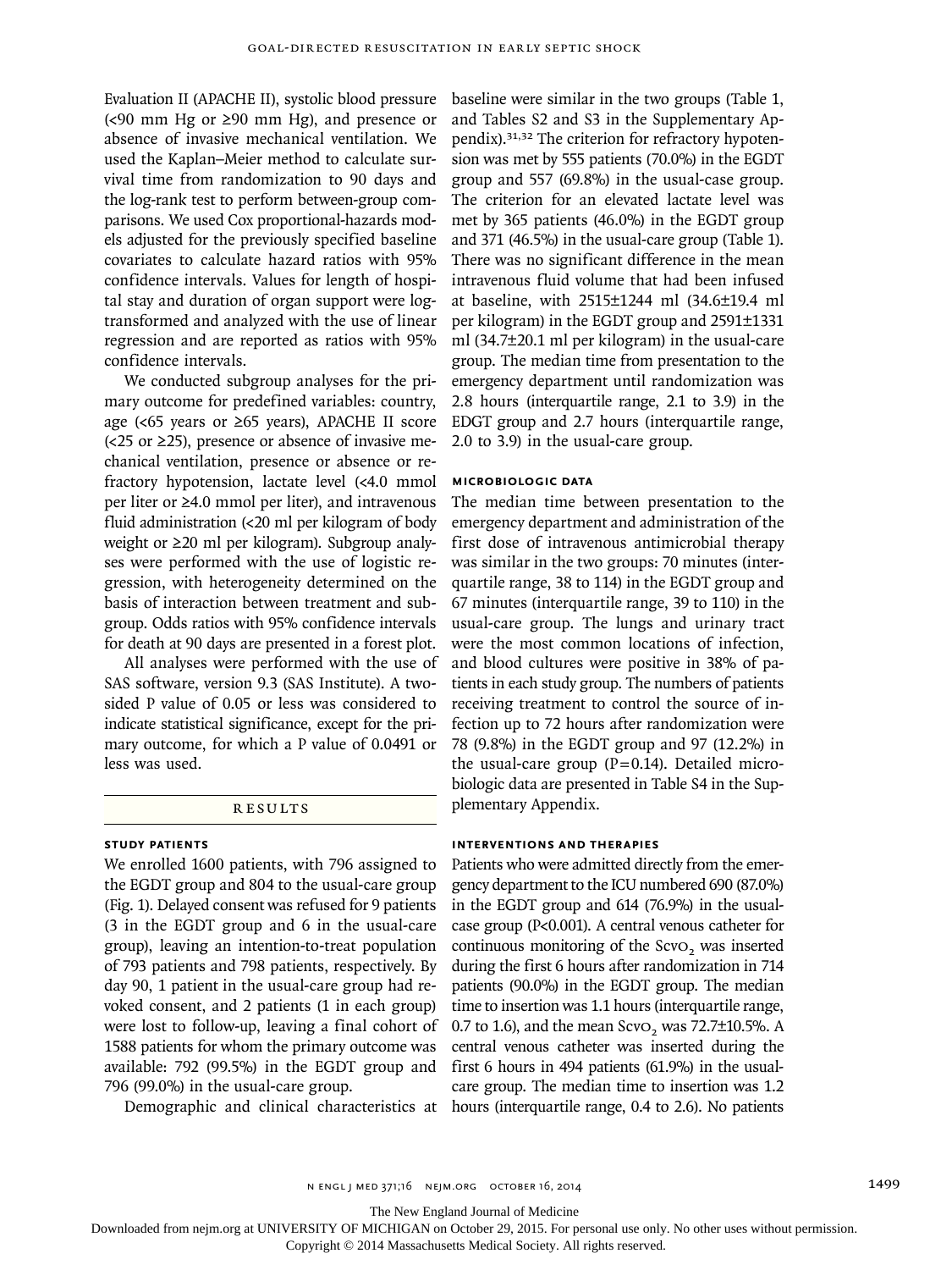Evaluation II (APACHE II), systolic blood pressure (<90 mm Hg or ≥90 mm Hg), and presence or absence of invasive mechanical ventilation. We used the Kaplan–Meier method to calculate survival time from randomization to 90 days and the log-rank test to perform between-group comparisons. We used Cox proportional-hazards models adjusted for the previously specified baseline covariates to calculate hazard ratios with 95% confidence intervals. Values for length of hospital stay and duration of organ support were log-transformed and analyzed with the use of linear regression and are reported as ratios with 95% confidence intervals.

We conducted subgroup analyses for the primary outcome for predefined variables: country, age (<65 years or ≥65 years), APACHE II score (<25 or ≥25), presence or absence of invasive mechanical ventilation, presence or absence or refractory hypotension, lactate level (<4.0 mmol per liter or ≥4.0 mmol per liter), and intravenous fluid administration (<20 ml per kilogram of body weight or ≥20 ml per kilogram). Subgroup analyses were performed with the use of logistic regression, with heterogeneity determined on the basis of interaction between treatment and subgroup. Odds ratios with 95% confidence intervals for death at 90 days are presented in a forest plot.

All analyses were performed with the use of SAS software, version 9.3 (SAS Institute). A two-sided P value of 0.05 or less was considered to indicate statistical significance, except for the primary outcome, for which a P value of 0.0491 or less was used.

## RESULTS

### STUDY PATIENTS

We enrolled 1600 patients, with 796 assigned to the EGDT group and 804 to the usual-care group (Fig. 1). Delayed consent was refused for 9 patients (3 in the EGDT group and 6 in the usual-care group), leaving an intention-to-treat population of 793 patients and 798 patients, respectively. By day 90, 1 patient in the usual-care group had revoked consent, and 2 patients (1 in each group) were lost to follow-up, leaving a final cohort of 1588 patients for whom the primary outcome was available: 792 (99.5%) in the EGDT group and 796 (99.0%) in the usual-care group.

Demographic and clinical characteristics at baseline were similar in the two groups (Table 1, and Tables S2 and S3 in the Supplementary Appendix).[31,32] The criterion for refractory hypotension was met by 555 patients (70.0%) in the EGDT group and 557 (69.8%) in the usual-case group. The criterion for an elevated lactate level was met by 365 patients (46.0%) in the EGDT group and 371 (46.5%) in the usual-care group (Table 1). There was no significant difference in the mean intravenous fluid volume that had been infused at baseline, with 2515±1244 ml (34.6±19.4 ml per kilogram) in the EGDT group and 2591±1331 ml (34.7±20.1 ml per kilogram) in the usual-care group. The median time from presentation to the emergency department until randomization was 2.8 hours (interquartile range, 2.1 to 3.9) in the EDGT group and 2.7 hours (interquartile range, 2.0 to 3.9) in the usual-care group.

### MICROBIOLOGIC DATA

The median time between presentation to the emergency department and administration of the first dose of intravenous antimicrobial therapy was similar in the two groups: 70 minutes (interquartile range, 38 to 114) in the EGDT group and 67 minutes (interquartile range, 39 to 110) in the usual-care group. The lungs and urinary tract were the most common locations of infection, and blood cultures were positive in 38% of patients in each study group. The numbers of patients receiving treatment to control the source of infection up to 72 hours after randomization were 78 (9.8%) in the EGDT group and 97 (12.2%) in the usual-care group (P=0.14). Detailed microbiologic data are presented in Table S4 in the Supplementary Appendix.

### INTERVENTIONS AND THERAPIES

Patients who were admitted directly from the emergency department to the ICU numbered 690 (87.0%) in the EGDT group and 614 (76.9%) in the usual-case group (P<0.001). A central venous catheter for continuous monitoring of the $Scv_{O_2}$ was inserted during the first 6 hours after randomization in 714 patients (90.0%) in the EGDT group. The median time to insertion was 1.1 hours (interquartile range, 0.7 to 1.6), and the mean $Scv_{O_2}$ was 72.7±10.5%. A central venous catheter was inserted during the first 6 hours in 494 patients (61.9%) in the usual-care group. The median time to insertion was 1.2 hours (interquartile range, 0.4 to 2.6). No patients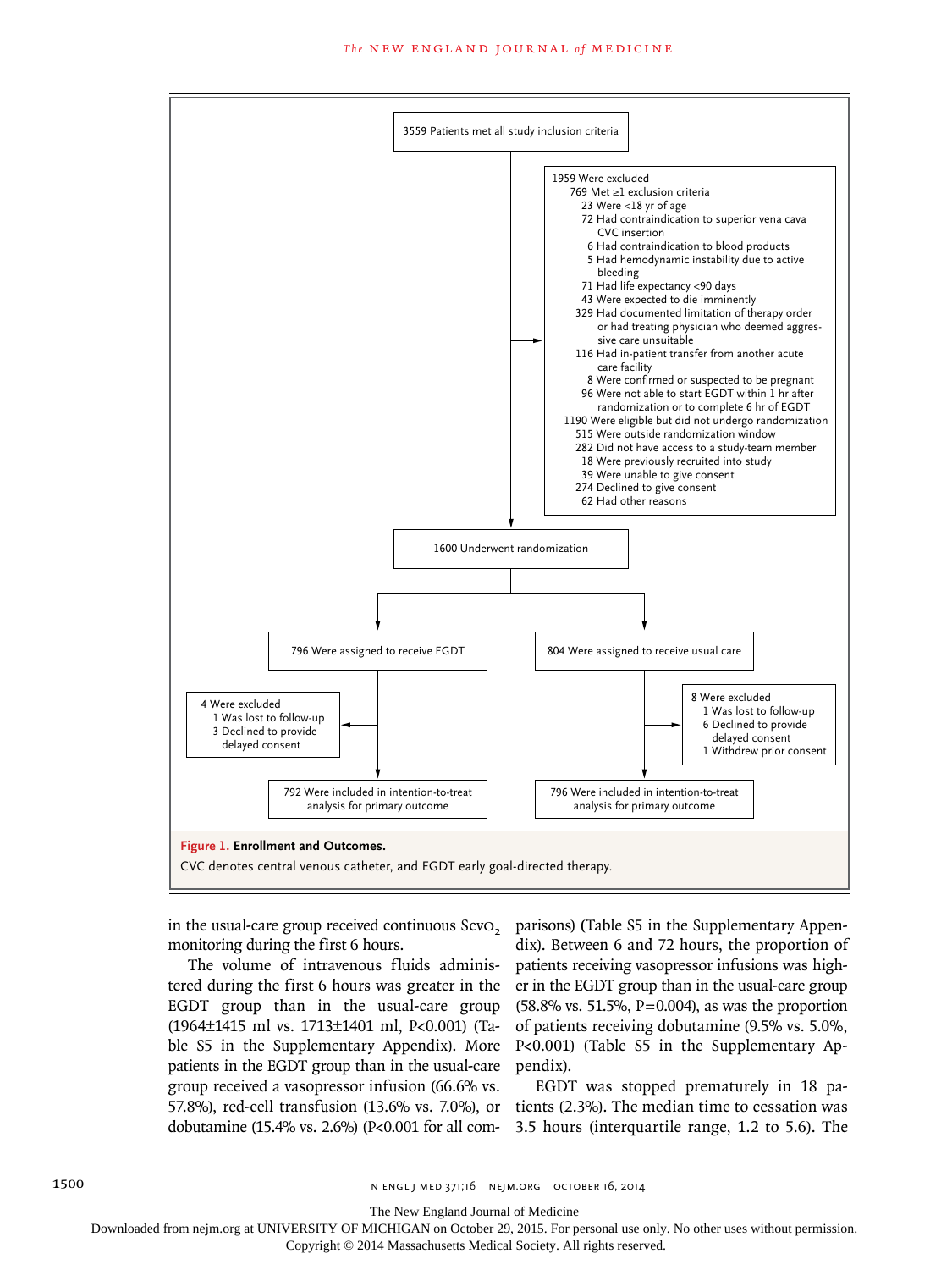3559 Patients met all study inclusion criteria

1959 Were excluded
- 769 Met ≥1 exclusion criteria
  - 23 Were <18 yr of age
  - 72 Had contraindication to superior vena cava CVC insertion
  - 6 Had contraindication to blood products
  - 5 Had hemodynamic instability due to active bleeding
  - 71 Had life expectancy <90 days
  - 43 Were expected to die imminently
  - 329 Had documented limitation of therapy order or had treating physician who deemed aggressive care unsuitable
  - 116 Had in-patient transfer from another acute care facility
  - 8 Were confirmed or suspected to be pregnant
  - 96 Were not able to start EGDT within 1 hr after randomization or to complete 6 hr of EGDT
- 1190 Were eligible but did not undergo randomization
  - 515 Were outside randomization window
  - 282 Did not have access to a study-team member
  - 18 Were previously recruited into study
  - 39 Were unable to give consent
  - 274 Declined to give consent
  - 62 Had other reasons

1600 Underwent randomization

796 Were assigned to receive EGDT

4 Were excluded
- 1 Was lost to follow-up
- 3 Declined to provide delayed consent

792 Were included in intention-to-treat analysis for primary outcome

804 Were assigned to receive usual care

8 Were excluded
- 1 Was lost to follow-up
- 6 Declined to provide delayed consent
- 1 Withdrew prior consent

796 Were included in intention-to-treat analysis for primary outcome

**Figure 1. Enrollment and Outcomes.**

CVC denotes central venous catheter, and EGDT early goal-directed therapy.

in the usual-care group received continuous $ScvO_2$ monitoring during the first 6 hours.

The volume of intravenous fluids administered during the first 6 hours was greater in the EGDT group than in the usual-care group (1964±1415 ml vs. 1713±1401 ml, P<0.001) (Table S5 in the Supplementary Appendix). More patients in the EGDT group than in the usual-care group received a vasopressor infusion (66.6% vs. 57.8%), red-cell transfusion (13.6% vs. 7.0%), or dobutamine (15.4% vs. 2.6%) (P<0.001 for all comparisons) (Table S5 in the Supplementary Appendix). Between 6 and 72 hours, the proportion of patients receiving vasopressor infusions was higher in the EGDT group than in the usual-care group (58.8% vs. 51.5%, P=0.004), as was the proportion of patients receiving dobutamine (9.5% vs. 5.0%, P<0.001) (Table S5 in the Supplementary Appendix).

EGDT was stopped prematurely in 18 patients (2.3%). The median time to cessation was 3.5 hours (interquartile range, 1.2 to 5.6). The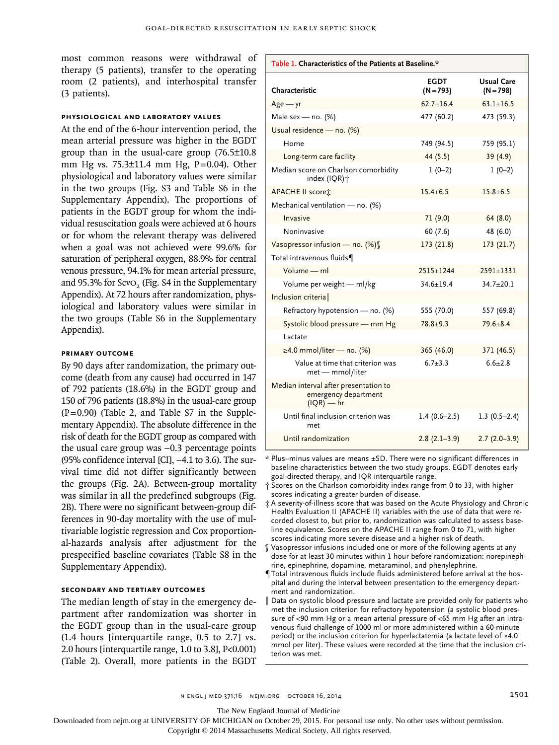most common reasons were withdrawal of therapy (5 patients), transfer to the operating room (2 patients), and interhospital transfer (3 patients).

### PHYSIOLOGICAL AND LABORATORY VALUES

At the end of the 6-hour intervention period, the mean arterial pressure was higher in the EGDT group than in the usual-care group (76.5±10.8 mm Hg vs. 75.3±11.4 mm Hg, P=0.04). Other physiological and laboratory values were similar in the two groups (Fig. S3 and Table S6 in the Supplementary Appendix). The proportions of patients in the EGDT group for whom the individual resuscitation goals were achieved at 6 hours or for whom the relevant therapy was delivered when a goal was not achieved were 99.6% for saturation of peripheral oxygen, 88.9% for central venous pressure, 94.1% for mean arterial pressure, and 95.3% for $Scvo_2$ (Fig. S4 in the Supplementary Appendix). At 72 hours after randomization, physiological and laboratory values were similar in the two groups (Table S6 in the Supplementary Appendix).

### PRIMARY OUTCOME

By 90 days after randomization, the primary outcome (death from any cause) had occurred in 147 of 792 patients (18.6%) in the EGDT group and 150 of 796 patients (18.8%) in the usual-care group (P=0.90) (Table 2, and Table S7 in the Supplementary Appendix). The absolute difference in the risk of death for the EGDT group as compared with the usual care group was −0.3 percentage points (95% confidence interval [CI], −4.1 to 3.6). The survival time did not differ significantly between the groups (Fig. 2A). Between-group mortality was similar in all the predefined subgroups (Fig. 2B). There were no significant between-group differences in 90-day mortality with the use of multivariable logistic regression and Cox proportional-hazards analysis after adjustment for the prespecified baseline covariates (Table S8 in the Supplementary Appendix).

### SECONDARY AND TERTIARY OUTCOMES

The median length of stay in the emergency department after randomization was shorter in the EGDT group than in the usual-care group (1.4 hours [interquartile range, 0.5 to 2.7] vs. 2.0 hours [interquartile range, 1.0 to 3.8], P<0.001) (Table 2). Overall, more patients in the EGDT

**Table 1. Characteristics of the Patients at Baseline.***

| Characteristic | EGDT (N=793) | Usual Care (N=798) |
|---|---|---|
| Age — yr | 62.7±16.4 | 63.1±16.5 |
| Male sex — no. (%) | 477 (60.2) | 473 (59.3) |
| Usual residence — no. (%) | | |
| Home | 749 (94.5) | 759 (95.1) |
| Long-term care facility | 44 (5.5) | 39 (4.9) |
| Median score on Charlson comorbidity index (IQR)† | 1 (0–2) | 1 (0–2) |
| APACHE II score‡ | 15.4±6.5 | 15.8±6.5 |
| Mechanical ventilation — no. (%) | | |
| Invasive | 71 (9.0) | 64 (8.0) |
| Noninvasive | 60 (7.6) | 48 (6.0) |
| Vasopressor infusion — no. (%)§ | 173 (21.8) | 173 (21.7) |
| Total intravenous fluids¶ | | |
| Volume — ml | 2515±1244 | 2591±1331 |
| Volume per weight — ml/kg | 34.6±19.4 | 34.7±20.1 |
| Inclusion criteria‖ | | |
| Refractory hypotension — no. (%) | 555 (70.0) | 557 (69.8) |
| Systolic blood pressure — mm Hg | 78.8±9.3 | 79.6±8.4 |
| Lactate | | |
| ≥4.0 mmol/liter — no. (%) | 365 (46.0) | 371 (46.5) |
| Value at time that criterion was met — mmol/liter | 6.7±3.3 | 6.6±2.8 |
| Median interval after presentation to emergency department (IQR) — hr | | |
| Until final inclusion criterion was met | 1.4 (0.6–2.5) | 1.3 (0.5–2.4) |
| Until randomization | 2.8 (2.1–3.9) | 2.7 (2.0–3.9) |

\* Plus–minus values are means ±SD. There were no significant differences in baseline characteristics between the two study groups. EGDT denotes early goal-directed therapy, and IQR interquartile range.

† Scores on the Charlson comorbidity index range from 0 to 33, with higher scores indicating a greater burden of disease.

‡ A severity-of-illness score that was based on the Acute Physiology and Chronic Health Evaluation II (APACHE II) variables with the use of data that were recorded closest to, but prior to, randomization was calculated to assess baseline equivalence. Scores on the APACHE II range from 0 to 71, with higher scores indicating more severe disease and a higher risk of death.

§ Vasopressor infusions included one or more of the following agents at any dose for at least 30 minutes within 1 hour before randomization: norepinephrine, epinephrine, dopamine, metaraminol, and phenylephrine.

¶ Total intravenous fluids include fluids administered before arrival at the hospital and during the interval between presentation to the emergency department and randomization.

‖ Data on systolic blood pressure and lactate are provided only for patients who met the inclusion criterion for refractory hypotension (a systolic blood pressure of <90 mm Hg or a mean arterial pressure of <65 mm Hg after an intravenous fluid challenge of 1000 ml or more administered within a 60-minute period) or the inclusion criterion for hyperlactatemia (a lactate level of ≥4.0 mmol per liter). These values were recorded at the time that the inclusion criterion was met.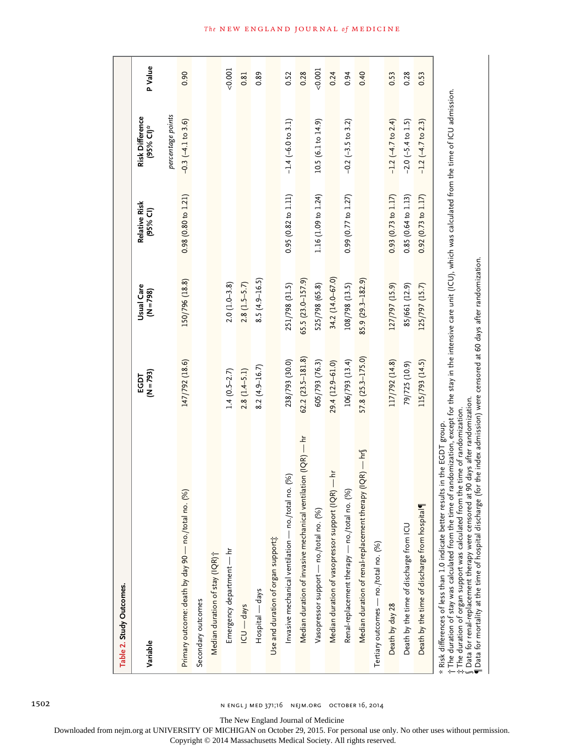**Table 2. Study Outcomes.**

| Variable | EGDT (N=793) | Usual Care (N=798) | Relative Risk (95% CI) | Risk Difference (95% CI)* | P Value |
|---|---|---|---|---|---|
| | | | | *percentage points* | |
| Primary outcome: death by day 90 — no./total no. (%) | 147/792 (18.6) | 150/796 (18.8) | 0.98 (0.80 to 1.21) | −0.3 (−4.1 to 3.6) | 0.90 |
| Secondary outcomes | | | | | |
| Median duration of stay (IQR)† | | | | | |
| Emergency department — hr | 1.4 (0.5–2.7) | 2.0 (1.0–3.8) | | | <0.001 |
| ICU — days | 2.8 (1.4–5.1) | 2.8 (1.5–5.7) | | | 0.81 |
| Hospital — days | 8.2 (4.9–16.7) | 8.5 (4.9–16.5) | | | 0.89 |
| Use and duration of organ support‡ | | | | | |
| Invasive mechanical ventilation — no./total no. (%) | 238/793 (30.0) | 251/798 (31.5) | 0.95 (0.82 to 1.11) | −1.4 (−6.0 to 3.1) | 0.52 |
| Median duration of invasive mechanical ventilation (IQR) — hr | 62.2 (23.5–181.8) | 65.5 (23.0–157.9) | | | 0.28 |
| Vasopressor support — no./total no. (%) | 605/793 (76.3) | 525/798 (65.8) | 1.16 (1.09 to 1.24) | 10.5 (6.1 to 14.9) | <0.001 |
| Median duration of vasopressor support (IQR) — hr | 29.4 (12.9–61.0) | 34.2 (14.0–67.0) | | | 0.24 |
| Renal-replacement therapy — no./total no. (%) | 106/793 (13.4) | 108/798 (13.5) | 0.99 (0.77 to 1.27) | −0.2 (−3.5 to 3.2) | 0.94 |
| Median duration of renal-replacement therapy (IQR) — hr§ | 57.8 (25.3–175.0) | 85.9 (29.3–182.9) | | | 0.40 |
| Tertiary outcomes — no./total no. (%) | | | | | |
| Death by day 28 | 117/792 (14.8) | 127/797 (15.9) | 0.93 (0.73 to 1.17) | −1.2 (−4.7 to 2.4) | 0.53 |
| Death by the time of discharge from ICU | 79/725 (10.9) | 85/661 (12.9) | 0.85 (0.64 to 1.13) | −2.0 (−5.4 to 1.5) | 0.28 |
| Death by the time of discharge from hospital¶ | 115/793 (14.5) | 125/797 (15.7) | 0.92 (0.73 to 1.17) | −1.2 (−4.7 to 2.3) | 0.53 |

\* Risk differences of less than 1.0 indicate better results in the EGDT group.
† The duration of stay was calculated from the time of randomization, except for the stay in the intensive care unit (ICU), which was calculated from the time of ICU admission.
‡ The duration of organ support was calculated from the time of randomization.
§ Data for renal-replacement therapy were censored at 90 days after randomization.
¶ Data for mortality at the time of hospital discharge (for the index admission) were censored at 60 days after randomization.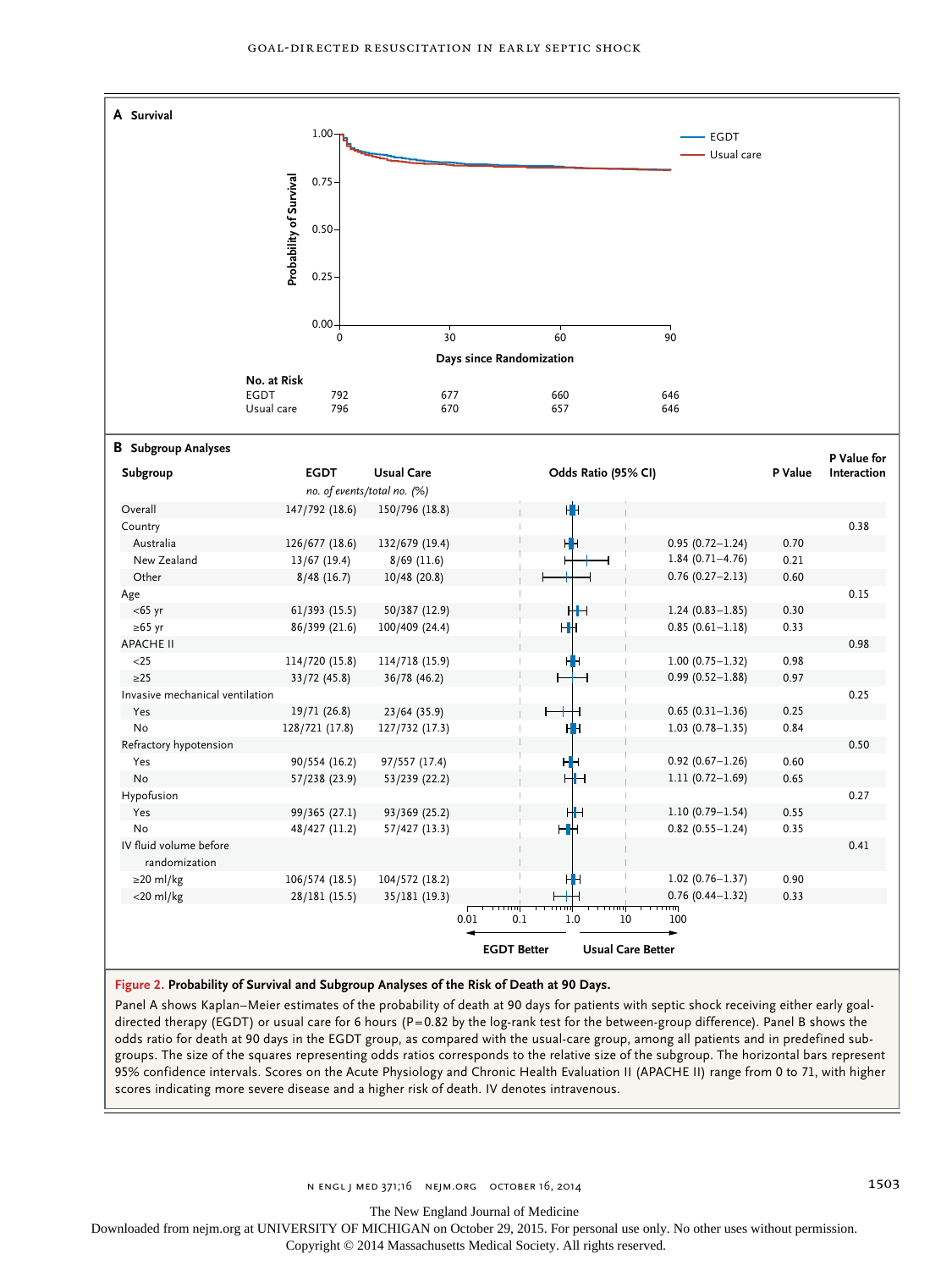**A Survival**

Probability of Survival vs. Days since Randomization (0, 30, 60, 90); legend: EGDT, Usual care

| No. at Risk | 0 | 30 | 60 | 90 |
|---|---|---|---|---|
| EGDT | 792 | 677 | 660 | 646 |
| Usual care | 796 | 670 | 657 | 646 |

**B Subgroup Analyses**

| Subgroup | EGDT | Usual Care | Odds Ratio (95% CI) | P Value | P Value for Interaction |
|---|---|---|---|---|---|
| | *no. of events/total no. (%)* | | | | |
| Overall | 147/792 (18.6) | 150/796 (18.8) | | | |
| Country | | | | | 0.38 |
| Australia | 126/677 (18.6) | 132/679 (19.4) | 0.95 (0.72–1.24) | 0.70 | |
| New Zealand | 13/67 (19.4) | 8/69 (11.6) | 1.84 (0.71–4.76) | 0.21 | |
| Other | 8/48 (16.7) | 10/48 (20.8) | 0.76 (0.27–2.13) | 0.60 | |
| Age | | | | | 0.15 |
| <65 yr | 61/393 (15.5) | 50/387 (12.9) | 1.24 (0.83–1.85) | 0.30 | |
| ≥65 yr | 86/399 (21.6) | 100/409 (24.4) | 0.85 (0.61–1.18) | 0.33 | |
| APACHE II | | | | | 0.98 |
| <25 | 114/720 (15.8) | 114/718 (15.9) | 1.00 (0.75–1.32) | 0.98 | |
| ≥25 | 33/72 (45.8) | 36/78 (46.2) | 0.99 (0.52–1.88) | 0.97 | |
| Invasive mechanical ventilation | | | | | 0.25 |
| Yes | 19/71 (26.8) | 23/64 (35.9) | 0.65 (0.31–1.36) | 0.25 | |
| No | 128/721 (17.8) | 127/732 (17.3) | 1.03 (0.78–1.35) | 0.84 | |
| Refractory hypotension | | | | | 0.50 |
| Yes | 90/554 (16.2) | 97/557 (17.4) | 0.92 (0.67–1.26) | 0.60 | |
| No | 57/238 (23.9) | 53/239 (22.2) | 1.11 (0.72–1.69) | 0.65 | |
| Hypofusion | | | | | 0.27 |
| Yes | 99/365 (27.1) | 93/369 (25.2) | 1.10 (0.79–1.54) | 0.55 | |
| No | 48/427 (11.2) | 57/427 (13.3) | 0.82 (0.55–1.24) | 0.35 | |
| IV fluid volume before randomization | | | | | 0.41 |
| ≥20 ml/kg | 106/574 (18.5) | 104/572 (18.2) | 1.02 (0.76–1.37) | 0.90 | |
| <20 ml/kg | 28/181 (15.5) | 35/181 (19.3) | 0.76 (0.44–1.32) | 0.33 | |

Odds ratio axis: 0.01, 0.1, 1.0, 10, 100 — ← EGDT Better | Usual Care Better →

**Figure 2. Probability of Survival and Subgroup Analyses of the Risk of Death at 90 Days.**

Panel A shows Kaplan–Meier estimates of the probability of death at 90 days for patients with septic shock receiving either early goal-directed therapy (EGDT) or usual care for 6 hours (P=0.82 by the log-rank test for the between-group difference). Panel B shows the odds ratio for death at 90 days in the EGDT group, as compared with the usual-care group, among all patients and in predefined subgroups. The size of the squares representing odds ratios corresponds to the relative size of the subgroup. The horizontal bars represent 95% confidence intervals. Scores on the Acute Physiology and Chronic Health Evaluation II (APACHE II) range from 0 to 71, with higher scores indicating more severe disease and a higher risk of death. IV denotes intravenous.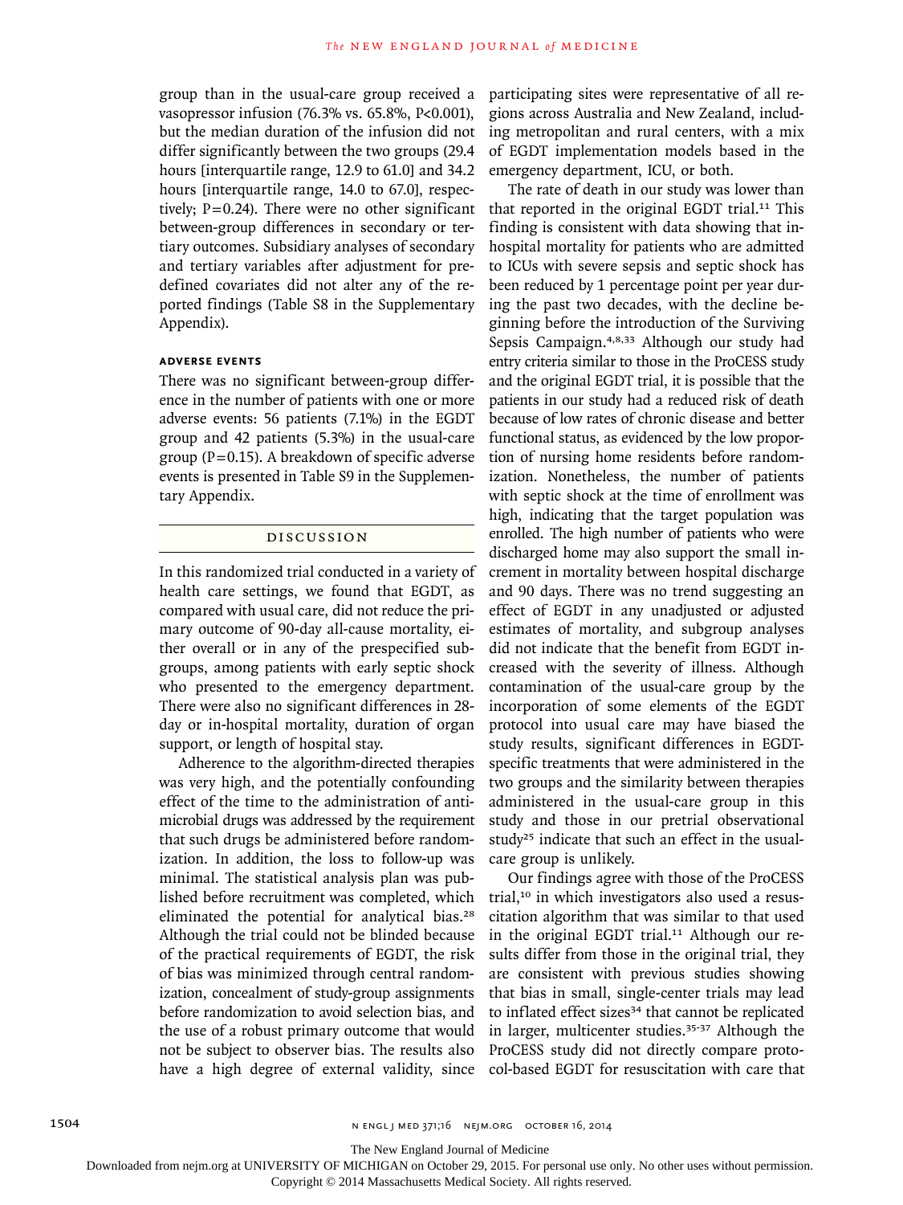group than in the usual-care group received a vasopressor infusion (76.3% vs. 65.8%, P<0.001), but the median duration of the infusion did not differ significantly between the two groups (29.4 hours [interquartile range, 12.9 to 61.0] and 34.2 hours [interquartile range, 14.0 to 67.0], respectively; P=0.24). There were no other significant between-group differences in secondary or tertiary outcomes. Subsidiary analyses of secondary and tertiary variables after adjustment for predefined covariates did not alter any of the reported findings (Table S8 in the Supplementary Appendix).

### ADVERSE EVENTS

There was no significant between-group difference in the number of patients with one or more adverse events: 56 patients (7.1%) in the EGDT group and 42 patients (5.3%) in the usual-care group (P=0.15). A breakdown of specific adverse events is presented in Table S9 in the Supplementary Appendix.

## DISCUSSION

In this randomized trial conducted in a variety of health care settings, we found that EGDT, as compared with usual care, did not reduce the primary outcome of 90-day all-cause mortality, either overall or in any of the prespecified subgroups, among patients with early septic shock who presented to the emergency department. There were also no significant differences in 28-day or in-hospital mortality, duration of organ support, or length of hospital stay.

Adherence to the algorithm-directed therapies was very high, and the potentially confounding effect of the time to the administration of antimicrobial drugs was addressed by the requirement that such drugs be administered before randomization. In addition, the loss to follow-up was minimal. The statistical analysis plan was published before recruitment was completed, which eliminated the potential for analytical bias.[28] Although the trial could not be blinded because of the practical requirements of EGDT, the risk of bias was minimized through central randomization, concealment of study-group assignments before randomization to avoid selection bias, and the use of a robust primary outcome that would not be subject to observer bias. The results also have a high degree of external validity, since participating sites were representative of all regions across Australia and New Zealand, including metropolitan and rural centers, with a mix of EGDT implementation models based in the emergency department, ICU, or both.

The rate of death in our study was lower than that reported in the original EGDT trial.[11] This finding is consistent with data showing that in-hospital mortality for patients who are admitted to ICUs with severe sepsis and septic shock has been reduced by 1 percentage point per year during the past two decades, with the decline beginning before the introduction of the Surviving Sepsis Campaign.[4,8,33] Although our study had entry criteria similar to those in the ProCESS study and the original EGDT trial, it is possible that the patients in our study had a reduced risk of death because of low rates of chronic disease and better functional status, as evidenced by the low proportion of nursing home residents before randomization. Nonetheless, the number of patients with septic shock at the time of enrollment was high, indicating that the target population was enrolled. The high number of patients who were discharged home may also support the small increment in mortality between hospital discharge and 90 days. There was no trend suggesting an effect of EGDT in any unadjusted or adjusted estimates of mortality, and subgroup analyses did not indicate that the benefit from EGDT increased with the severity of illness. Although contamination of the usual-care group by the incorporation of some elements of the EGDT protocol into usual care may have biased the study results, significant differences in EGDT-specific treatments that were administered in the two groups and the similarity between therapies administered in the usual-care group in this study and those in our pretrial observational study[25] indicate that such an effect in the usual-care group is unlikely.

Our findings agree with those of the ProCESS trial,[10] in which investigators also used a resuscitation algorithm that was similar to that used in the original EGDT trial.[11] Although our results differ from those in the original trial, they are consistent with previous studies showing that bias in small, single-center trials may lead to inflated effect sizes[34] that cannot be replicated in larger, multicenter studies.[35-37] Although the ProCESS study did not directly compare protocol-based EGDT for resuscitation with care that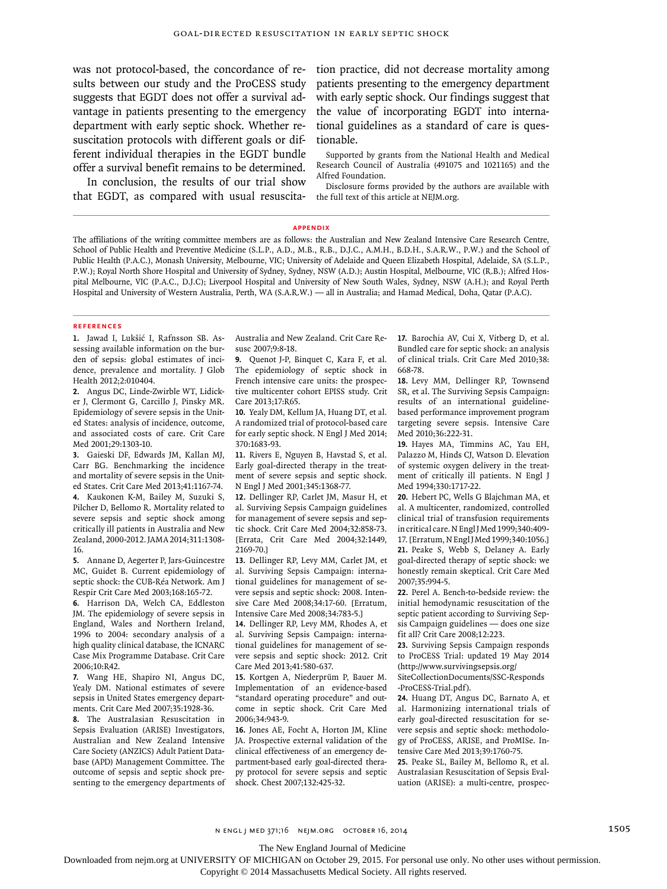was not protocol-based, the concordance of results between our study and the ProCESS study suggests that EGDT does not offer a survival advantage in patients presenting to the emergency department with early septic shock. Whether resuscitation protocols with different goals or different individual therapies in the EGDT bundle offer a survival benefit remains to be determined.

In conclusion, the results of our trial show that EGDT, as compared with usual resuscitation practice, did not decrease mortality among patients presenting to the emergency department with early septic shock. Our findings suggest that the value of incorporating EGDT into international guidelines as a standard of care is questionable.

Supported by grants from the National Health and Medical Research Council of Australia (491075 and 1021165) and the Alfred Foundation.

Disclosure forms provided by the authors are available with the full text of this article at NEJM.org.

## APPENDIX

The affiliations of the writing committee members are as follows: the Australian and New Zealand Intensive Care Research Centre, School of Public Health and Preventive Medicine (S.L.P., A.D., M.B., R.B., D.J.C., A.M.H., B.D.H., S.A.R.W., P.W.) and the School of Public Health (P.A.C.), Monash University, Melbourne, VIC; University of Adelaide and Queen Elizabeth Hospital, Adelaide, SA (S.L.P., P.W.); Royal North Shore Hospital and University of Sydney, Sydney, NSW (A.D.); Austin Hospital, Melbourne, VIC (R.B.); Alfred Hospital Melbourne, VIC (P.A.C., D.J.C); Liverpool Hospital and University of New South Wales, Sydney, NSW (A.H.); and Royal Perth Hospital and University of Western Australia, Perth, WA (S.A.R.W.) — all in Australia; and Hamad Medical, Doha, Qatar (P.A.C).

## REFERENCES

1. Jawad I, Lukšić I, Rafnsson SB. Assessing available information on the burden of sepsis: global estimates of incidence, prevalence and mortality. J Glob Health 2012;2:010404.
2. Angus DC, Linde-Zwirble WT, Lidicker J, Clermont G, Carcillo J, Pinsky MR. Epidemiology of severe sepsis in the United States: analysis of incidence, outcome, and associated costs of care. Crit Care Med 2001;29:1303-10.
3. Gaieski DF, Edwards JM, Kallan MJ, Carr BG. Benchmarking the incidence and mortality of severe sepsis in the United States. Crit Care Med 2013;41:1167-74.
4. Kaukonen K-M, Bailey M, Suzuki S, Pilcher D, Bellomo R. Mortality related to severe sepsis and septic shock among critically ill patients in Australia and New Zealand, 2000-2012. JAMA 2014;311:1308-16.
5. Annane D, Aegerter P, Jars-Guincestre MC, Guidet B. Current epidemiology of septic shock: the CUB-Réa Network. Am J Respir Crit Care Med 2003;168:165-72.
6. Harrison DA, Welch CA, Eddleston JM. The epidemiology of severe sepsis in England, Wales and Northern Ireland, 1996 to 2004: secondary analysis of a high quality clinical database, the ICNARC Case Mix Programme Database. Crit Care 2006;10:R42.
7. Wang HE, Shapiro NI, Angus DC, Yealy DM. National estimates of severe sepsis in United States emergency departments. Crit Care Med 2007;35:1928-36.
8. The Australasian Resuscitation in Sepsis Evaluation (ARISE) Investigators, Australian and New Zealand Intensive Care Society (ANZICS) Adult Patient Database (APD) Management Committee. The outcome of sepsis and septic shock presenting to the emergency departments of Australia and New Zealand. Crit Care Resusc 2007;9:8-18.
9. Quenot J-P, Binquet C, Kara F, et al. The epidemiology of septic shock in French intensive care units: the prospective multicenter cohort EPISS study. Crit Care 2013;17:R65.
10. Yealy DM, Kellum JA, Huang DT, et al. A randomized trial of protocol-based care for early septic shock. N Engl J Med 2014; 370:1683-93.
11. Rivers E, Nguyen B, Havstad S, et al. Early goal-directed therapy in the treatment of severe sepsis and septic shock. N Engl J Med 2001;345:1368-77.
12. Dellinger RP, Carlet JM, Masur H, et al. Surviving Sepsis Campaign guidelines for management of severe sepsis and septic shock. Crit Care Med 2004;32:858-73. [Errata, Crit Care Med 2004;32:1449, 2169-70.]
13. Dellinger RP, Levy MM, Carlet JM, et al. Surviving Sepsis Campaign: international guidelines for management of severe sepsis and septic shock: 2008. Intensive Care Med 2008;34:17-60. [Erratum, Intensive Care Med 2008;34:783-5.]
14. Dellinger RP, Levy MM, Rhodes A, et al. Surviving Sepsis Campaign: international guidelines for management of severe sepsis and septic shock: 2012. Crit Care Med 2013;41:580-637.
15. Kortgen A, Niederprüm P, Bauer M. Implementation of an evidence-based "standard operating procedure" and outcome in septic shock. Crit Care Med 2006;34:943-9.
16. Jones AE, Focht A, Horton JM, Kline JA. Prospective external validation of the clinical effectiveness of an emergency department-based early goal-directed therapy protocol for severe sepsis and septic shock. Chest 2007;132:425-32.
17. Barochia AV, Cui X, Vitberg D, et al. Bundled care for septic shock: an analysis of clinical trials. Crit Care Med 2010;38: 668-78.
18. Levy MM, Dellinger RP, Townsend SR, et al. The Surviving Sepsis Campaign: results of an international guideline-based performance improvement program targeting severe sepsis. Intensive Care Med 2010;36:222-31.
19. Hayes MA, Timmins AC, Yau EH, Palazzo M, Hinds CJ, Watson D. Elevation of systemic oxygen delivery in the treatment of critically ill patients. N Engl J Med 1994;330:1717-22.
20. Hebert PC, Wells G Blajchman MA, et al. A multicenter, randomized, controlled clinical trial of transfusion requirements in critical care. N Engl J Med 1999;340:409-17. [Erratum, N Engl J Med 1999;340:1056.]
21. Peake S, Webb S, Delaney A. Early goal-directed therapy of septic shock: we honestly remain skeptical. Crit Care Med 2007;35:994-5.
22. Perel A. Bench-to-bedside review: the initial hemodynamic resuscitation of the septic patient according to Surviving Sepsis Campaign guidelines — does one size fit all? Crit Care 2008;12:223.
23. Surviving Sepsis Campaign responds to ProCESS Trial: updated 19 May 2014 (http://www.survivingsepsis.org/SiteCollectionDocuments/SSC-Responds-ProCESS-Trial.pdf).
24. Huang DT, Angus DC, Barnato A, et al. Harmonizing international trials of early goal-directed resuscitation for severe sepsis and septic shock: methodology of ProCESS, ARISE, and ProMISe. Intensive Care Med 2013;39:1760-75.
25. Peake SL, Bailey M, Bellomo R, et al. Australasian Resuscitation of Sepsis Evaluation (ARISE): a multi-centre, prospec-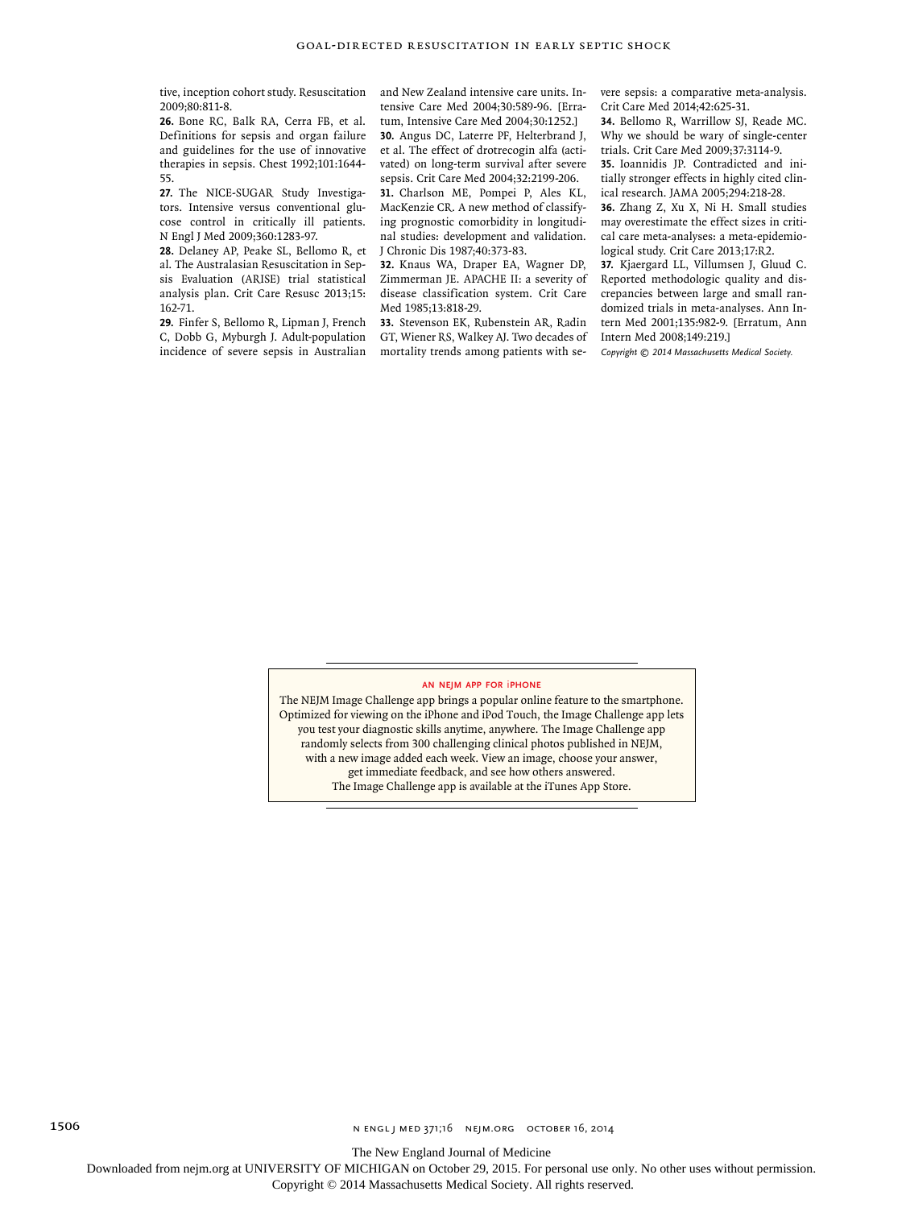tive, inception cohort study. Resuscitation 2009;80:811-8.

**26.** Bone RC, Balk RA, Cerra FB, et al. Definitions for sepsis and organ failure and guidelines for the use of innovative therapies in sepsis. Chest 1992;101:1644-55.

**27.** The NICE-SUGAR Study Investigators. Intensive versus conventional glucose control in critically ill patients. N Engl J Med 2009;360:1283-97.

**28.** Delaney AP, Peake SL, Bellomo R, et al. The Australasian Resuscitation in Sepsis Evaluation (ARISE) trial statistical analysis plan. Crit Care Resusc 2013;15:162-71.

**29.** Finfer S, Bellomo R, Lipman J, French C, Dobb G, Myburgh J. Adult-population incidence of severe sepsis in Australian and New Zealand intensive care units. Intensive Care Med 2004;30:589-96. [Erratum, Intensive Care Med 2004;30:1252.]

**30.** Angus DC, Laterre PF, Helterbrand J, et al. The effect of drotrecogin alfa (activated) on long-term survival after severe sepsis. Crit Care Med 2004;32:2199-206.

**31.** Charlson ME, Pompei P, Ales KL, MacKenzie CR. A new method of classifying prognostic comorbidity in longitudinal studies: development and validation. J Chronic Dis 1987;40:373-83.

**32.** Knaus WA, Draper EA, Wagner DP, Zimmerman JE. APACHE II: a severity of disease classification system. Crit Care Med 1985;13:818-29.

**33.** Stevenson EK, Rubenstein AR, Radin GT, Wiener RS, Walkey AJ. Two decades of mortality trends among patients with severe sepsis: a comparative meta-analysis. Crit Care Med 2014;42:625-31.

**34.** Bellomo R, Warrillow SJ, Reade MC. Why we should be wary of single-center trials. Crit Care Med 2009;37:3114-9.

**35.** Ioannidis JP. Contradicted and initially stronger effects in highly cited clinical research. JAMA 2005;294:218-28.

**36.** Zhang Z, Xu X, Ni H. Small studies may overestimate the effect sizes in critical care meta-analyses: a meta-epidemiological study. Crit Care 2013;17:R2.

**37.** Kjaergard LL, Villumsen J, Gluud C. Reported methodologic quality and discrepancies between large and small randomized trials in meta-analyses. Ann Intern Med 2001;135:982-9. [Erratum, Ann Intern Med 2008;149:219.]

*Copyright © 2014 Massachusetts Medical Society.*

**AN NEJM APP FOR iPHONE**

The NEJM Image Challenge app brings a popular online feature to the smartphone. Optimized for viewing on the iPhone and iPod Touch, the Image Challenge app lets you test your diagnostic skills anytime, anywhere. The Image Challenge app randomly selects from 300 challenging clinical photos published in NEJM, with a new image added each week. View an image, choose your answer, get immediate feedback, and see how others answered. The Image Challenge app is available at the iTunes App Store.